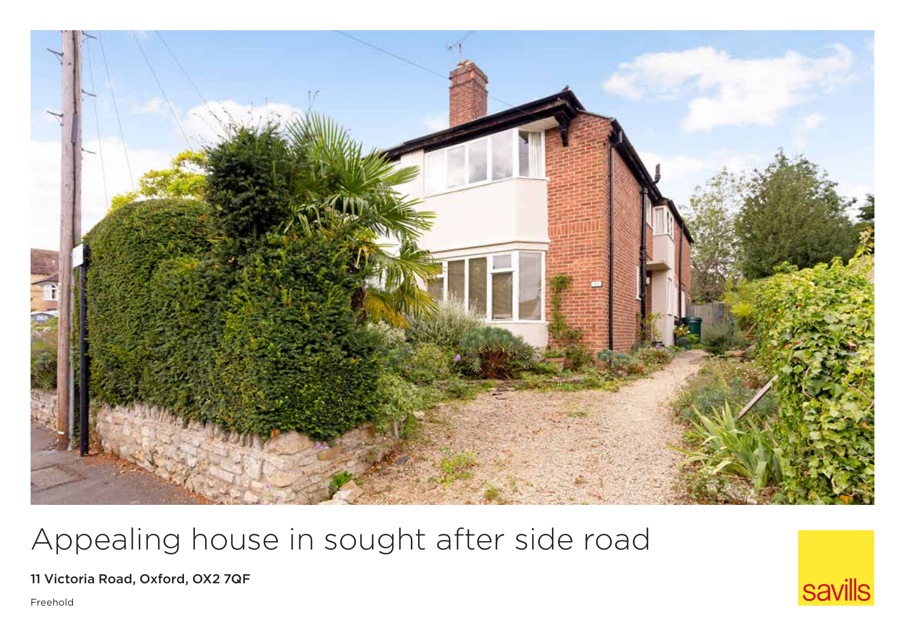# Appealing house in sought after side road

**11 Victoria Road, Oxford, OX2 7QF**

Freehold

savills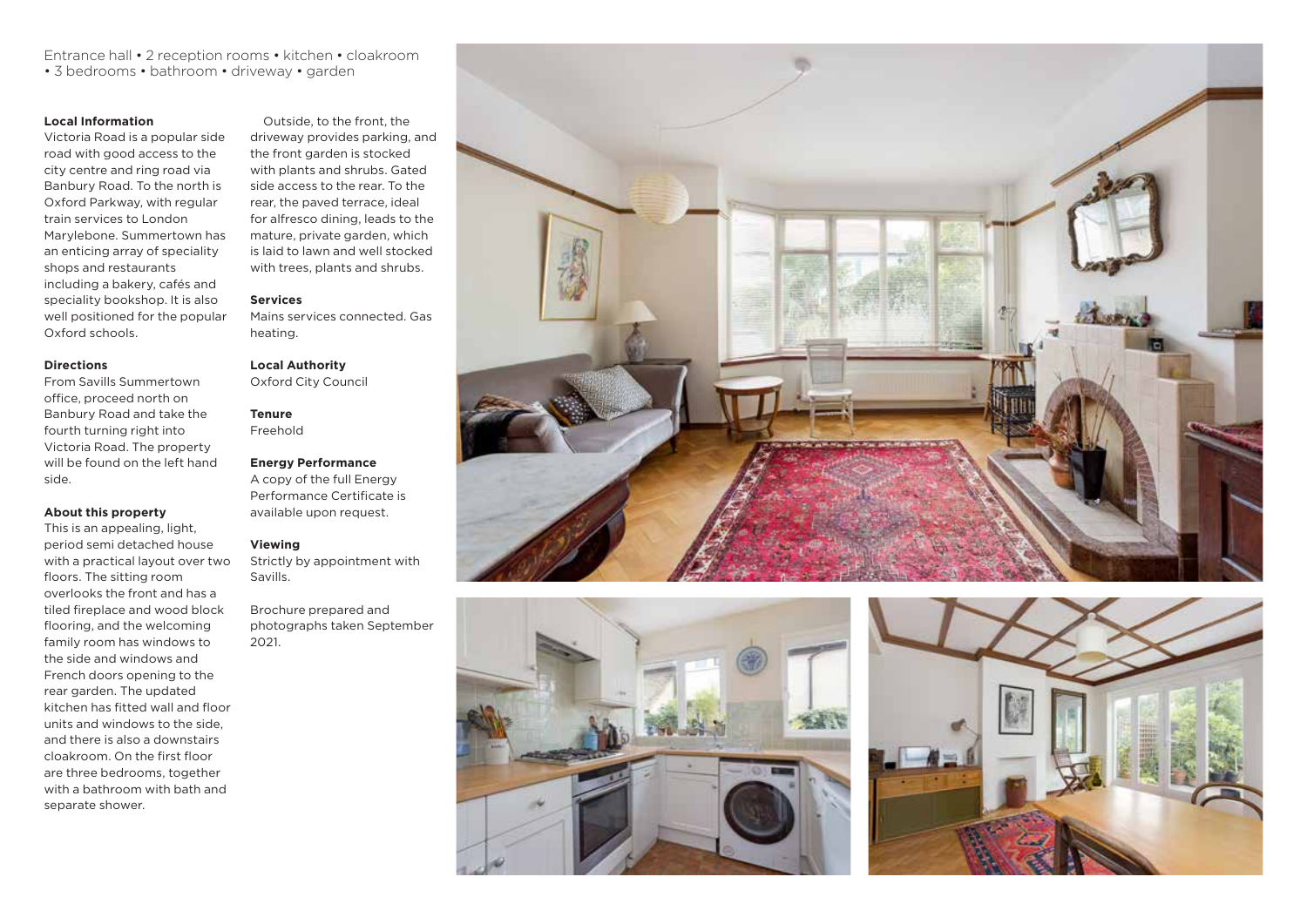Entrance hall • 2 reception rooms • kitchen • cloakroom • 3 bedrooms • bathroom • driveway • garden

**Local Information**

Victoria Road is a popular side road with good access to the city centre and ring road via Banbury Road. To the north is Oxford Parkway, with regular train services to London Marylebone. Summertown has an enticing array of speciality shops and restaurants including a bakery, cafés and speciality bookshop. It is also well positioned for the popular Oxford schools.

**Directions**

From Savills Summertown office, proceed north on Banbury Road and take the fourth turning right into Victoria Road. The property will be found on the left hand side.

**About this property**

This is an appealing, light, period semi detached house with a practical layout over two floors. The sitting room overlooks the front and has a tiled fireplace and wood block flooring, and the welcoming family room has windows to the side and windows and French doors opening to the rear garden. The updated kitchen has fitted wall and floor units and windows to the side, and there is also a downstairs cloakroom. On the first floor are three bedrooms, together with a bathroom with bath and separate shower.

Outside, to the front, the driveway provides parking, and the front garden is stocked with plants and shrubs. Gated side access to the rear. To the rear, the paved terrace, ideal for alfresco dining, leads to the mature, private garden, which is laid to lawn and well stocked with trees, plants and shrubs.

**Services**

Mains services connected. Gas heating.

**Local Authority**

Oxford City Council

**Tenure**

Freehold

**Energy Performance**

A copy of the full Energy Performance Certificate is available upon request.

**Viewing**

Strictly by appointment with Savills.

Brochure prepared and photographs taken September 2021.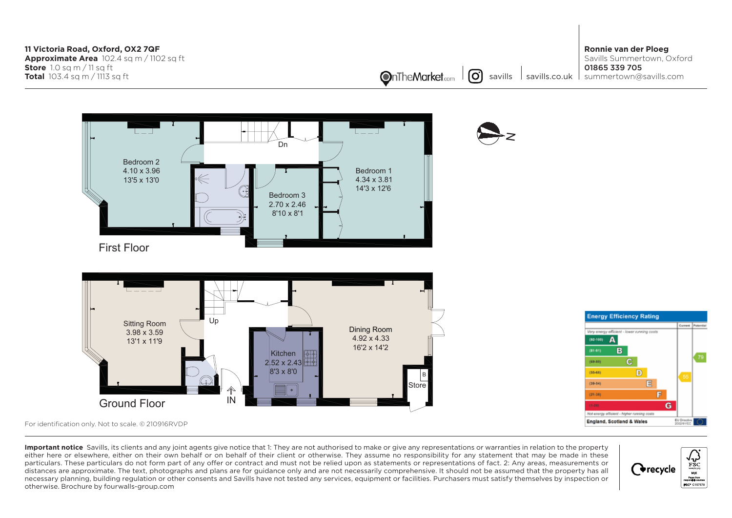**11 Victoria Road, Oxford, OX2 7QF**
**Approximate Area** 102.4 sq m / 1102 sq ft
**Store** 1.0 sq m / 11 sq ft
**Total** 103.4 sq m / 1113 sq ft

OnTheMarket.com | savills | savills.co.uk

**Ronnie van der Ploeg**
Savills Summertown, Oxford
**01865 339 705**
summertown@savills.com

## First Floor

Bedroom 2
4.10 x 3.96
13'5 x 13'0

Dn

Bedroom 1
4.34 x 3.81
14'3 x 12'6

Bedroom 3
2.70 x 2.46
8'10 x 8'1

## Ground Floor

Sitting Room
3.98 x 3.59
13'1 x 11'9

Up

Dining Room
4.92 x 4.33
16'2 x 14'2

Kitchen
2.52 x 2.43
8'3 x 8'0

B

Store

IN

N

Energy Efficiency Rating

Current | Potential

Very energy efficient - lower running costs

(92-100) A

(81-91) B

(69-80) C

(55-68) D

(39-54) E

(21-38) F

(1-20) G

Not energy efficient - higher running costs

England, Scotland & Wales

EU Directive 2002/91/EC

55

79

For identification only. Not to scale. © 210916RVDP

**Important notice** Savills, its clients and any joint agents give notice that 1: They are not authorised to make or give any representations or warranties in relation to the property either here or elsewhere, either on their own behalf or on behalf of their client or otherwise. They assume no responsibility for any statement that may be made in these particulars. These particulars do not form part of any offer or contract and must not be relied upon as statements or representations of fact. 2: Any areas, measurements or distances are approximate. The text, photographs and plans are for guidance only and are not necessarily comprehensive. It should not be assumed that the property has all necessary planning, building regulation or other consents and Savills have not tested any services, equipment or facilities. Purchasers must satisfy themselves by inspection or otherwise. Brochure by fourwalls-group.com

recycle

FSC MIX Paper from responsible sources FSC® C157570